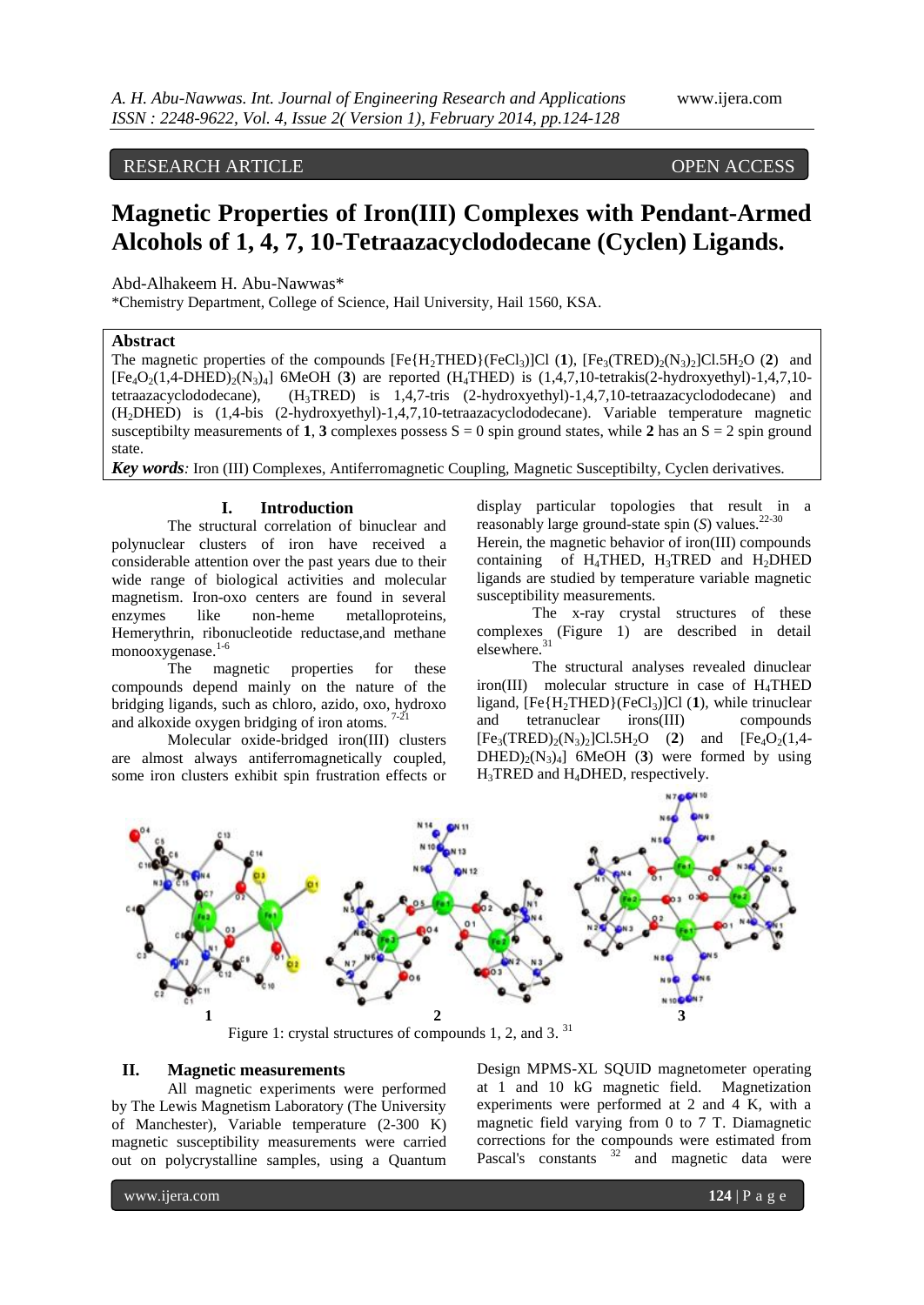RESEARCH ARTICLE OPEN ACCESS

# Magnetic Properties of Iron(III) Complexes with Pendant-Armed Alcohols of 1, 4, 7, 10-Tetraazacyclododecane (Cyclen) Ligands.

Abd-Alhakeem H. Abu-Nawwas*

*Chemistry Department, College of Science, Hail University, Hail 1560, KSA.

## Abstract

The magnetic properties of the compounds $[Fe\{H_2THED\}(FeCl_3)]Cl$ (**1**), $[Fe_3(TRED)_2(N_3)_2]Cl.5H_2O$ (**2**) and $[Fe_4O_2(1,4\text{-}DHED)_2(N_3)_4]$ 6MeOH (**3**) are reported ($H_4THED$) is (1,4,7,10-tetrakis(2-hydroxyethyl)-1,4,7,10-tetraazacyclododecane), ($H_3TRED$) is 1,4,7-tris (2-hydroxyethyl)-1,4,7,10-tetraazacyclododecane) and ($H_2DHED$) is (1,4-bis (2-hydroxyethyl)-1,4,7,10-tetraazacyclododecane). Variable temperature magnetic susceptibilty measurements of **1**, **3** complexes possess S = 0 spin ground states, while **2** has an S = 2 spin ground state.

***Key words****:* Iron (III) Complexes, Antiferromagnetic Coupling, Magnetic Susceptibilty, Cyclen derivatives.

## I. Introduction

The structural correlation of binuclear and polynuclear clusters of iron have received a considerable attention over the past years due to their wide range of biological activities and molecular magnetism. Iron-oxo centers are found in several enzymes like non-heme metalloproteins, Hemerythrin, ribonucleotide reductase,and methane monooxygenase.[1-6]

The magnetic properties for these compounds depend mainly on the nature of the bridging ligands, such as chloro, azido, oxo, hydroxo and alkoxide oxygen bridging of iron atoms. [7-21]

Molecular oxide-bridged iron(III) clusters are almost always antiferromagnetically coupled, some iron clusters exhibit spin frustration effects or display particular topologies that result in a reasonably large ground-state spin (*S*) values.[22-30]

Herein, the magnetic behavior of iron(III) compounds containing of $H_4THED$, $H_3TRED$ and $H_2DHED$ ligands are studied by temperature variable magnetic susceptibility measurements.

The x-ray crystal structures of these complexes (Figure 1) are described in detail elsewhere.[31]

The structural analyses revealed dinuclear iron(III) molecular structure in case of $H_4THED$ ligand, $[Fe\{H_2THED\}(FeCl_3)]Cl$ (**1**), while trinuclear and tetranuclear irons(III) compounds $[Fe_3(TRED)_2(N_3)_2]Cl.5H_2O$ (**2**) and $[Fe_4O_2(1,4\text{-}DHED)_2(N_3)_4]$ 6MeOH (**3**) were formed by using $H_3TRED$ and $H_4DHED$, respectively.

Figure 1: crystal structures of compounds 1, 2, and 3. [31]

## II. Magnetic measurements

All magnetic experiments were performed by The Lewis Magnetism Laboratory (The University of Manchester), Variable temperature (2-300 K) magnetic susceptibility measurements were carried out on polycrystalline samples, using a Quantum Design MPMS-XL SQUID magnetometer operating at 1 and 10 kG magnetic field. Magnetization experiments were performed at 2 and 4 K, with a magnetic field varying from 0 to 7 T. Diamagnetic corrections for the compounds were estimated from Pascal's constants [32] and magnetic data were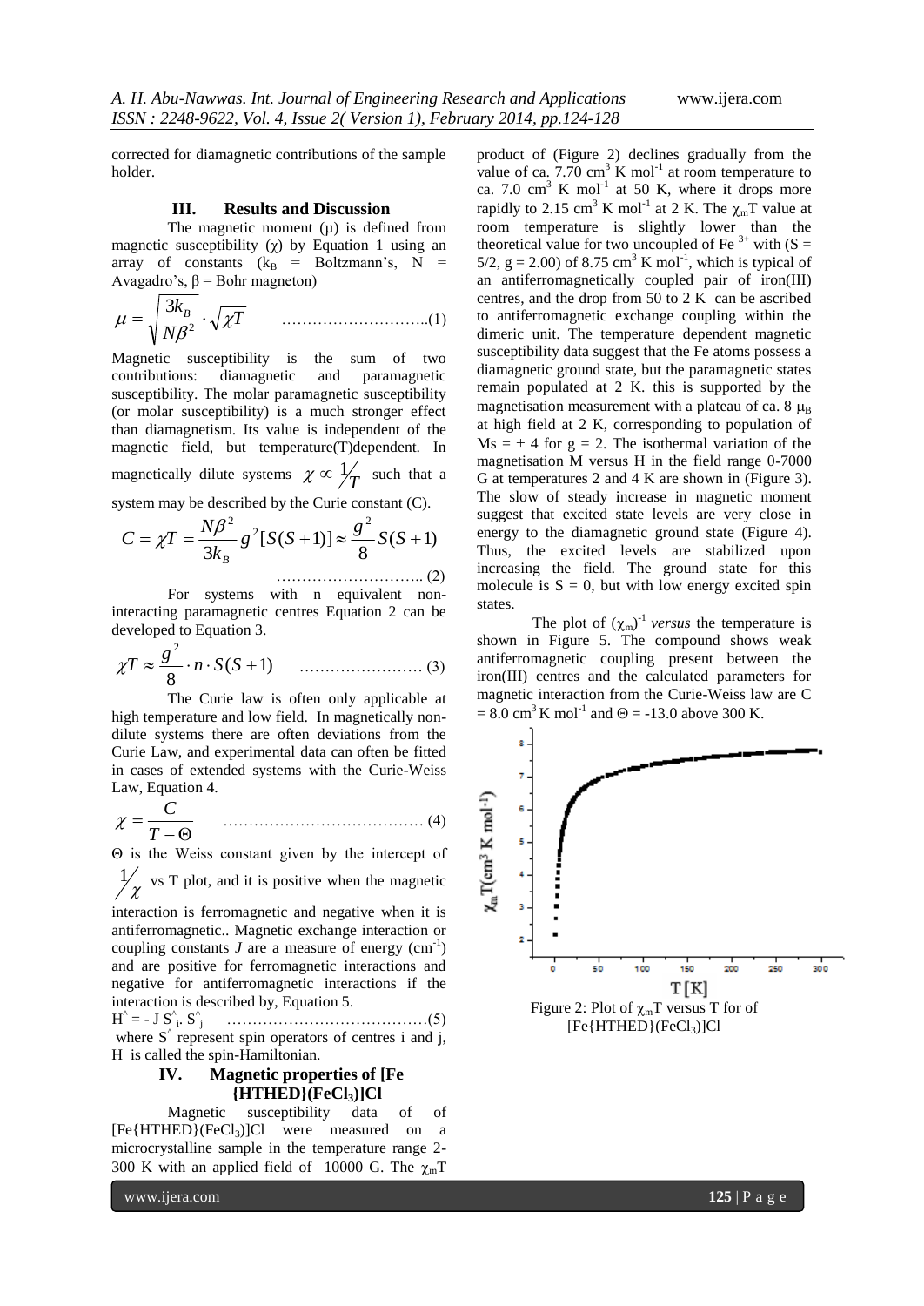corrected for diamagnetic contributions of the sample holder.

## III. Results and Discussion

The magnetic moment (μ) is defined from magnetic susceptibility (χ) by Equation 1 using an array of constants ($k_B$ = Boltzmann's, N = Avagadro's, β = Bohr magneton)

$$\mu = \sqrt{\frac{3k_B}{N\beta^2}} \cdot \sqrt{\chi T} \qquad \text{……………………….(1)}$$

Magnetic susceptibility is the sum of two contributions: diamagnetic and paramagnetic susceptibility. The molar paramagnetic susceptibility (or molar susceptibility) is a much stronger effect than diamagnetism. Its value is independent of the magnetic field, but temperature(T)dependent. In magnetically dilute systems $\chi \propto \frac{1}{T}$ such that a system may be described by the Curie constant (C).

$$C = \chi T = \frac{N\beta^2}{3k_B} g^2[S(S+1)] \approx \frac{g^2}{8} S(S+1) \qquad \text{……………………….. (2)}$$

For systems with n equivalent non-interacting paramagnetic centres Equation 2 can be developed to Equation 3.

$$\chi T \approx \frac{g^2}{8} \cdot n \cdot S(S+1) \qquad \text{…………………… (3)}$$

The Curie law is often only applicable at high temperature and low field. In magnetically non-dilute systems there are often deviations from the Curie Law, and experimental data can often be fitted in cases of extended systems with the Curie-Weiss Law, Equation 4.

$$\chi = \frac{C}{T - \Theta} \qquad \text{………………………………… (4)}$$

Θ is the Weiss constant given by the intercept of $\frac{1}{\chi}$ vs T plot, and it is positive when the magnetic interaction is ferromagnetic and negative when it is antiferromagnetic.. Magnetic exchange interaction or coupling constants *J* are a measure of energy ($cm^{-1}$) and are positive for ferromagnetic interactions and negative for antiferromagnetic interactions if the interaction is described by, Equation 5.

$$\hat{H} = -J\, \hat{S}_i \cdot \hat{S}_j \qquad \text{…………………………………(5)}$$

where $\hat{S}$ represent spin operators of centres i and j, H is called the spin-Hamiltonian.

## IV. Magnetic properties of [Fe{HTHED}($FeCl_3$)]Cl

Magnetic susceptibility data of of [Fe{HTHED}($FeCl_3$)]Cl were measured on a microcrystalline sample in the temperature range 2-300 K with an applied field of 10000 G. The $\chi_m T$ product of (Figure 2) declines gradually from the value of ca. 7.70 $cm^3$ K $mol^{-1}$ at room temperature to ca. 7.0 $cm^3$ K $mol^{-1}$ at 50 K, where it drops more rapidly to 2.15 $cm^3$ K $mol^{-1}$ at 2 K. The $\chi_m T$ value at room temperature is slightly lower than the theoretical value for two uncoupled of $Fe^{3+}$ with (S = 5/2, g = 2.00) of 8.75 $cm^3$ K $mol^{-1}$, which is typical of an antiferromagnetically coupled pair of iron(III) centres, and the drop from 50 to 2 K can be ascribed to antiferromagnetic exchange coupling within the dimeric unit. The temperature dependent magnetic susceptibility data suggest that the Fe atoms possess a diamagnetic ground state, but the paramagnetic states remain populated at 2 K. this is supported by the magnetisation measurement with a plateau of ca. 8 $\mu_B$ at high field at 2 K, corresponding to population of Ms = ± 4 for g = 2. The isothermal variation of the magnetisation M versus H in the field range 0-7000 G at temperatures 2 and 4 K are shown in (Figure 3). The slow of steady increase in magnetic moment suggest that excited state levels are very close in energy to the diamagnetic ground state (Figure 4). Thus, the excited levels are stabilized upon increasing the field. The ground state for this molecule is S = 0, but with low energy excited spin states.

The plot of $(\chi_m)^{-1}$ *versus* the temperature is shown in Figure 5. The compound shows weak antiferromagnetic coupling present between the iron(III) centres and the calculated parameters for magnetic interaction from the Curie-Weiss law are C = 8.0 $cm^3$ K $mol^{-1}$ and Θ = -13.0 above 300 K.

Figure 2: Plot of $\chi_m T$ versus T for of [Fe{HTHED}($FeCl_3$)]Cl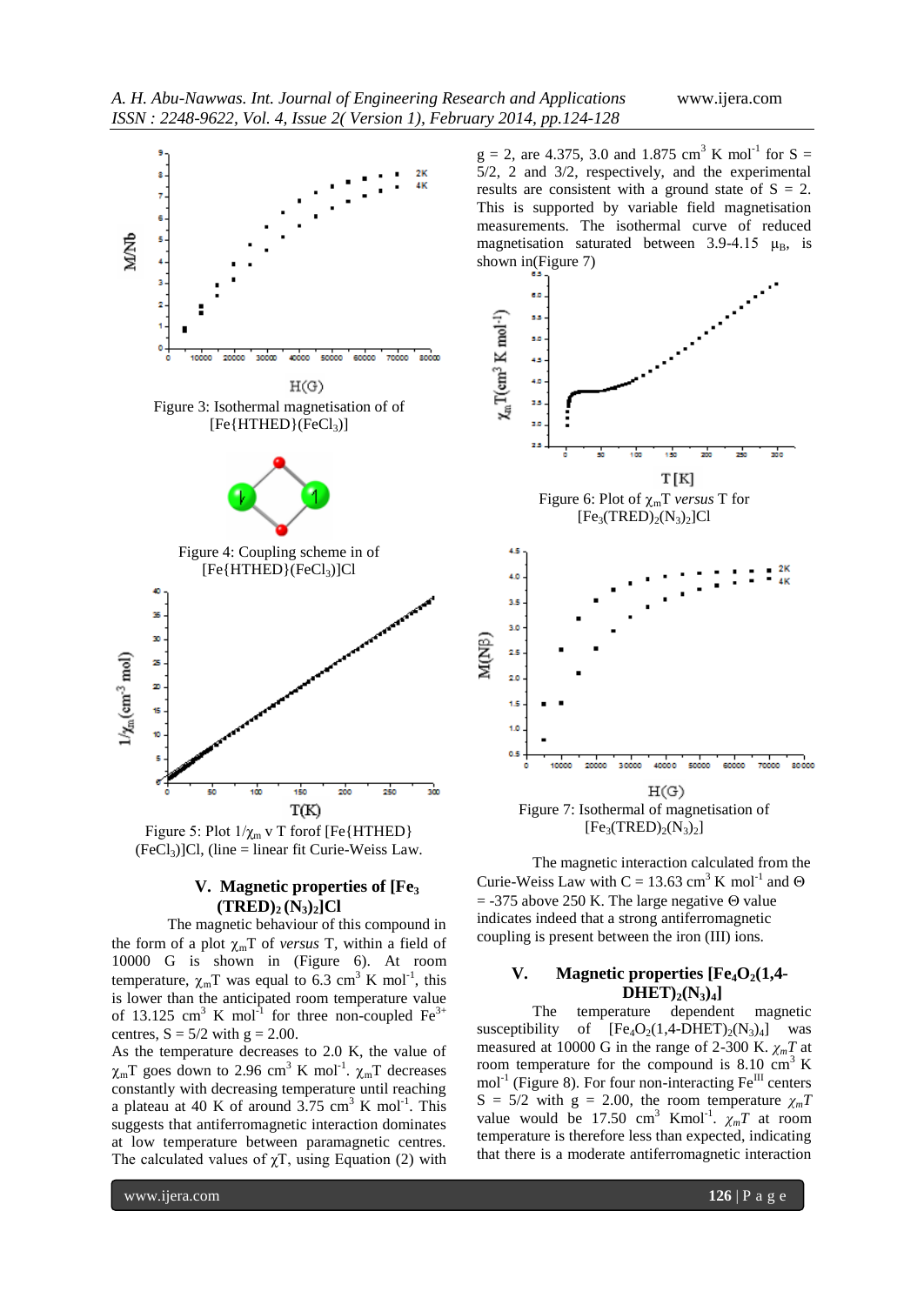Figure 3: Isothermal magnetisation of of $[Fe\{HTHED\}(FeCl_3)]$

Figure 4: Coupling scheme in of $[Fe\{HTHED\}(FeCl_3)]Cl$

Figure 5: Plot $1/\chi_m$ v T forof $[Fe\{HTHED\}(FeCl_3)]Cl$, (line = linear fit Curie-Weiss Law.

## V. Magnetic properties of $[Fe_3(TRED)_2(N_3)_2]Cl$

The magnetic behaviour of this compound in the form of a plot $\chi_mT$ of *versus* T, within a field of 10000 G is shown in (Figure 6). At room temperature, $\chi_mT$ was equal to 6.3 $cm^3$ K $mol^{-1}$, this is lower than the anticipated room temperature value of 13.125 $cm^3$ K $mol^{-1}$ for three non-coupled $Fe^{3+}$ centres, S = 5/2 with g = 2.00.

As the temperature decreases to 2.0 K, the value of $\chi_mT$ goes down to 2.96 $cm^3$ K $mol^{-1}$. $\chi_mT$ decreases constantly with decreasing temperature until reaching a plateau at 40 K of around 3.75 $cm^3$ K $mol^{-1}$. This suggests that antiferromagnetic interaction dominates at low temperature between paramagnetic centres. The calculated values of $\chi T$, using Equation (2) with g = 2, are 4.375, 3.0 and 1.875 $cm^3$ K $mol^{-1}$ for S = 5/2, 2 and 3/2, respectively, and the experimental results are consistent with a ground state of S = 2. This is supported by variable field magnetisation measurements. The isothermal curve of reduced magnetisation saturated between 3.9-4.15 $\mu_B$, is shown in(Figure 7)

Figure 6: Plot of $\chi_mT$ *versus* T for $[Fe_3(TRED)_2(N_3)_2]Cl$

Figure 7: Isothermal of magnetisation of $[Fe_3(TRED)_2(N_3)_2]$

The magnetic interaction calculated from the Curie-Weiss Law with C = 13.63 $cm^3$ K $mol^{-1}$ and $\Theta$ = -375 above 250 K. The large negative $\Theta$ value indicates indeed that a strong antiferromagnetic coupling is present between the iron (III) ions.

## V. Magnetic properties $[Fe_4O_2(1,4\text{-}DHET)_2(N_3)_4]$

The temperature dependent magnetic susceptibility of $[Fe_4O_2(1,4\text{-}DHET)_2(N_3)_4]$ was measured at 10000 G in the range of 2-300 K. $\chi_mT$ at room temperature for the compound is 8.10 $cm^3$ K $mol^{-1}$ (Figure 8). For four non-interacting $Fe^{III}$ centers S = 5/2 with g = 2.00, the room temperature $\chi_mT$ value would be 17.50 $cm^3$ $Kmol^{-1}$. $\chi_mT$ at room temperature is therefore less than expected, indicating that there is a moderate antiferromagnetic interaction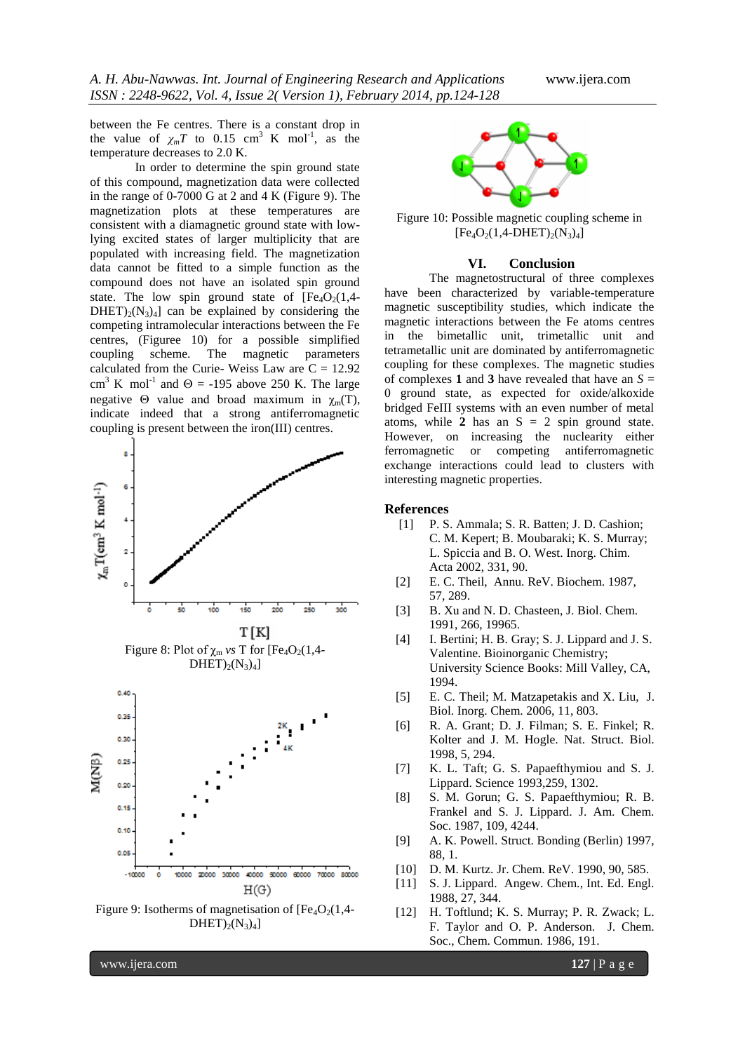between the Fe centres. There is a constant drop in the value of $\chi_m T$ to 0.15 $cm^3$ K $mol^{-1}$, as the temperature decreases to 2.0 K.

In order to determine the spin ground state of this compound, magnetization data were collected in the range of 0-7000 G at 2 and 4 K (Figure 9). The magnetization plots at these temperatures are consistent with a diamagnetic ground state with low-lying excited states of larger multiplicity that are populated with increasing field. The magnetization data cannot be fitted to a simple function as the compound does not have an isolated spin ground state. The low spin ground state of $[Fe_4O_2(1,4\text{-}DHET)_2(N_3)_4]$ can be explained by considering the competing intramolecular interactions between the Fe centres, (Figuree 10) for a possible simplified coupling scheme. The magnetic parameters calculated from the Curie- Weiss Law are C = 12.92 $cm^3$ K $mol^{-1}$ and $\Theta$ = -195 above 250 K. The large negative $\Theta$ value and broad maximum in $\chi_m$(T), indicate indeed that a strong antiferromagnetic coupling is present between the iron(III) centres.

Figure 8: Plot of $\chi_m$ *vs* T for $[Fe_4O_2(1,4\text{-}DHET)_2(N_3)_4]$

Figure 9: Isotherms of magnetization of $[Fe_4O_2(1,4\text{-}DHET)_2(N_3)_4]$

Figure 10: Possible magnetic coupling scheme in $[Fe_4O_2(1,4\text{-}DHET)_2(N_3)_4]$

## VI. Conclusion

The magnetostructural of three complexes have been characterized by variable-temperature magnetic susceptibility studies, which indicate the magnetic interactions between the Fe atoms centres in the bimetallic unit, trimetallic unit and tetrametallic unit are dominated by antiferromagnetic coupling for these complexes. The magnetic studies of complexes **1** and **3** have revealed that they have an *S* = 0 ground state, as expected for oxide/alkoxide bridged FeIII systems with an even number of metal atoms, while **2** has an S = 2 spin ground state. However, on increasing the nuclearity either ferromagnetic or competing antiferromagnetic exchange interactions could lead to clusters with interesting magnetic properties.

## References

[1] P. S. Ammala; S. R. Batten; J. D. Cashion; C. M. Kepert; B. Moubaraki; K. S. Murray; L. Spiccia and B. O. West. Inorg. Chim. Acta 2002, 331, 90.

[2] E. C. Theil, Annu. ReV. Biochem. 1987, 57, 289.

[3] B. Xu and N. D. Chasteen, J. Biol. Chem. 1991, 266, 19965.

[4] I. Bertini; H. B. Gray; S. J. Lippard and J. S. Valentine. Bioinorganic Chemistry; University Science Books: Mill Valley, CA, 1994.

[5] E. C. Theil; M. Matzapetakis and X. Liu, J. Biol. Inorg. Chem. 2006, 11, 803.

[6] R. A. Grant; D. J. Filman; S. E. Finkel; R. Kolter and J. M. Hogle. Nat. Struct. Biol. 1998, 5, 294.

[7] K. L. Taft; G. S. Papaefthymiou and S. J. Lippard. Science 1993,259, 1302.

[8] S. M. Gorun; G. S. Papaefthymiou; R. B. Frankel and S. J. Lippard. J. Am. Chem. Soc. 1987, 109, 4244.

[9] A. K. Powell. Struct. Bonding (Berlin) 1997, 88, 1.

[10] D. M. Kurtz. Jr. Chem. ReV. 1990, 90, 585.

[11] S. J. Lippard. Angew. Chem., Int. Ed. Engl. 1988, 27, 344.

[12] H. Toftlund; K. S. Murray; P. R. Zwack; L. F. Taylor and O. P. Anderson. J. Chem. Soc., Chem. Commun. 1986, 191.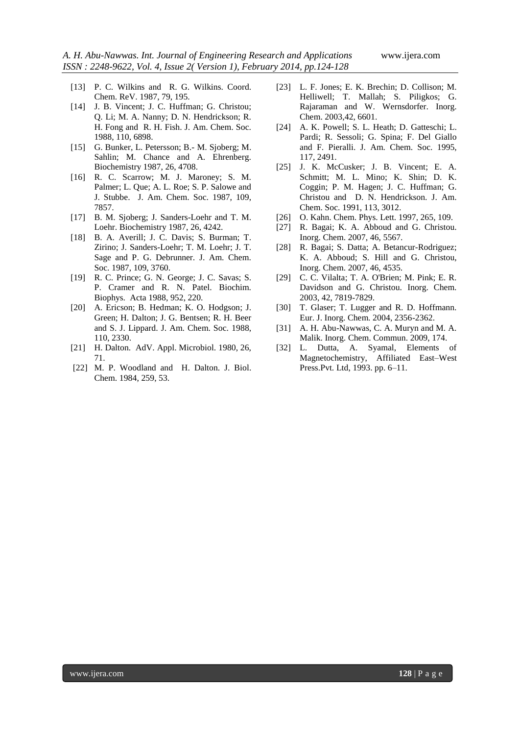[13] P. C. Wilkins and R. G. Wilkins. Coord. Chem. ReV. 1987, 79, 195.

[14] J. B. Vincent; J. C. Huffman; G. Christou; Q. Li; M. A. Nanny; D. N. Hendrickson; R. H. Fong and R. H. Fish. J. Am. Chem. Soc. 1988, 110, 6898.

[15] G. Bunker, L. Petersson; B.- M. Sjoberg; M. Sahlin; M. Chance and A. Ehrenberg. Biochemistry 1987, 26, 4708.

[16] R. C. Scarrow; M. J. Maroney; S. M. Palmer; L. Que; A. L. Roe; S. P. Salowe and J. Stubbe. J. Am. Chem. Soc. 1987, 109, 7857.

[17] B. M. Sjoberg; J. Sanders-Loehr and T. M. Loehr. Biochemistry 1987, 26, 4242.

[18] B. A. Averill; J. C. Davis; S. Burman; T. Zirino; J. Sanders-Loehr; T. M. Loehr; J. T. Sage and P. G. Debrunner. J. Am. Chem. Soc. 1987, 109, 3760.

[19] R. C. Prince; G. N. George; J. C. Savas; S. P. Cramer and R. N. Patel. Biochim. Biophys. Acta 1988, 952, 220.

[20] A. Ericson; B. Hedman; K. O. Hodgson; J. Green; H. Dalton; J. G. Bentsen; R. H. Beer and S. J. Lippard. J. Am. Chem. Soc. 1988, 110, 2330.

[21] H. Dalton. AdV. Appl. Microbiol. 1980, 26, 71.

[22] M. P. Woodland and H. Dalton. J. Biol. Chem. 1984, 259, 53.

[23] L. F. Jones; E. K. Brechin; D. Collison; M. Helliwell; T. Mallah; S. Piligkos; G. Rajaraman and W. Wernsdorfer. Inorg. Chem. 2003,42, 6601.

[24] A. K. Powell; S. L. Heath; D. Gatteschi; L. Pardi; R. Sessoli; G. Spina; F. Del Giallo and F. Pieralli. J. Am. Chem. Soc. 1995, 117, 2491.

[25] J. K. McCusker; J. B. Vincent; E. A. Schmitt; M. L. Mino; K. Shin; D. K. Coggin; P. M. Hagen; J. C. Huffman; G. Christou and D. N. Hendrickson. J. Am. Chem. Soc. 1991, 113, 3012.

[26] O. Kahn. Chem. Phys. Lett. 1997, 265, 109.

[27] R. Bagai; K. A. Abboud and G. Christou. Inorg. Chem. 2007, 46, 5567.

[28] R. Bagai; S. Datta; A. Betancur-Rodriguez; K. A. Abboud; S. Hill and G. Christou, Inorg. Chem. 2007, 46, 4535.

[29] C. C. Vilalta; T. A. O'Brien; M. Pink; E. R. Davidson and G. Christou. Inorg. Chem. 2003, 42, 7819-7829.

[30] T. Glaser; T. Lugger and R. D. Hoffmann. Eur. J. Inorg. Chem. 2004, 2356-2362.

[31] A. H. Abu-Nawwas, C. A. Muryn and M. A. Malik. Inorg. Chem. Commun. 2009, 174.

[32] L. Dutta, A. Syamal, Elements of Magnetochemistry, Affiliated East–West Press.Pvt. Ltd, 1993. pp. 6–11.